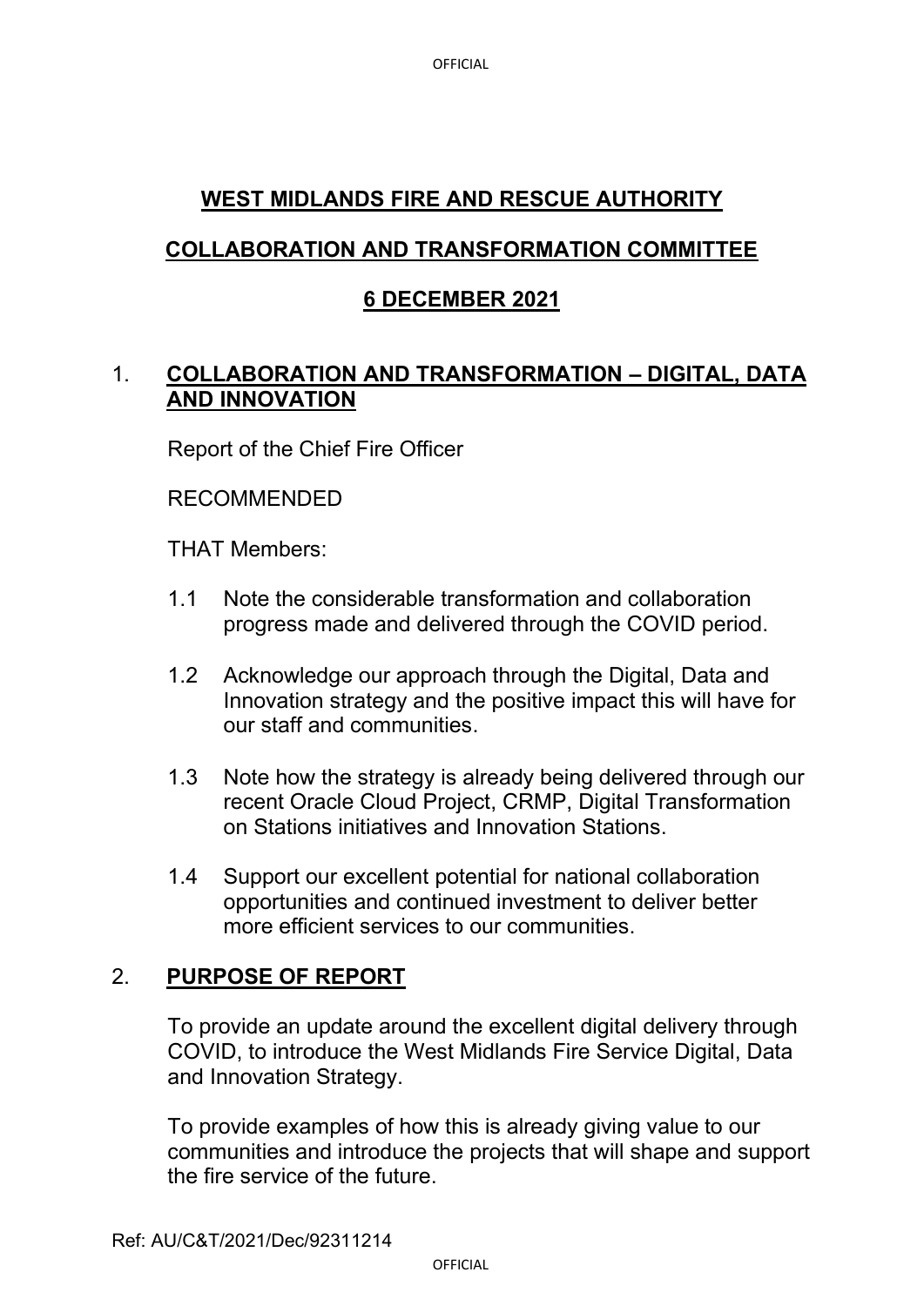# WEST MIDLANDS FIRE AND RESCUE AUTHORITY

## COLLABORATION AND TRANSFORMATION COMMITTEE

## 6 DECEMBER 2021

## 1. COLLABORATION AND TRANSFORMATION – DIGITAL, DATA AND INNOVATION

Report of the Chief Fire Officer

RECOMMENDED

THAT Members:

1.1 Note the considerable transformation and collaboration progress made and delivered through the COVID period.

1.2 Acknowledge our approach through the Digital, Data and Innovation strategy and the positive impact this will have for our staff and communities.

1.3 Note how the strategy is already being delivered through our recent Oracle Cloud Project, CRMP, Digital Transformation on Stations initiatives and Innovation Stations.

1.4 Support our excellent potential for national collaboration opportunities and continued investment to deliver better more efficient services to our communities.

## 2. PURPOSE OF REPORT

To provide an update around the excellent digital delivery through COVID, to introduce the West Midlands Fire Service Digital, Data and Innovation Strategy.

To provide examples of how this is already giving value to our communities and introduce the projects that will shape and support the fire service of the future.

Ref: AU/C&T/2021/Dec/92311214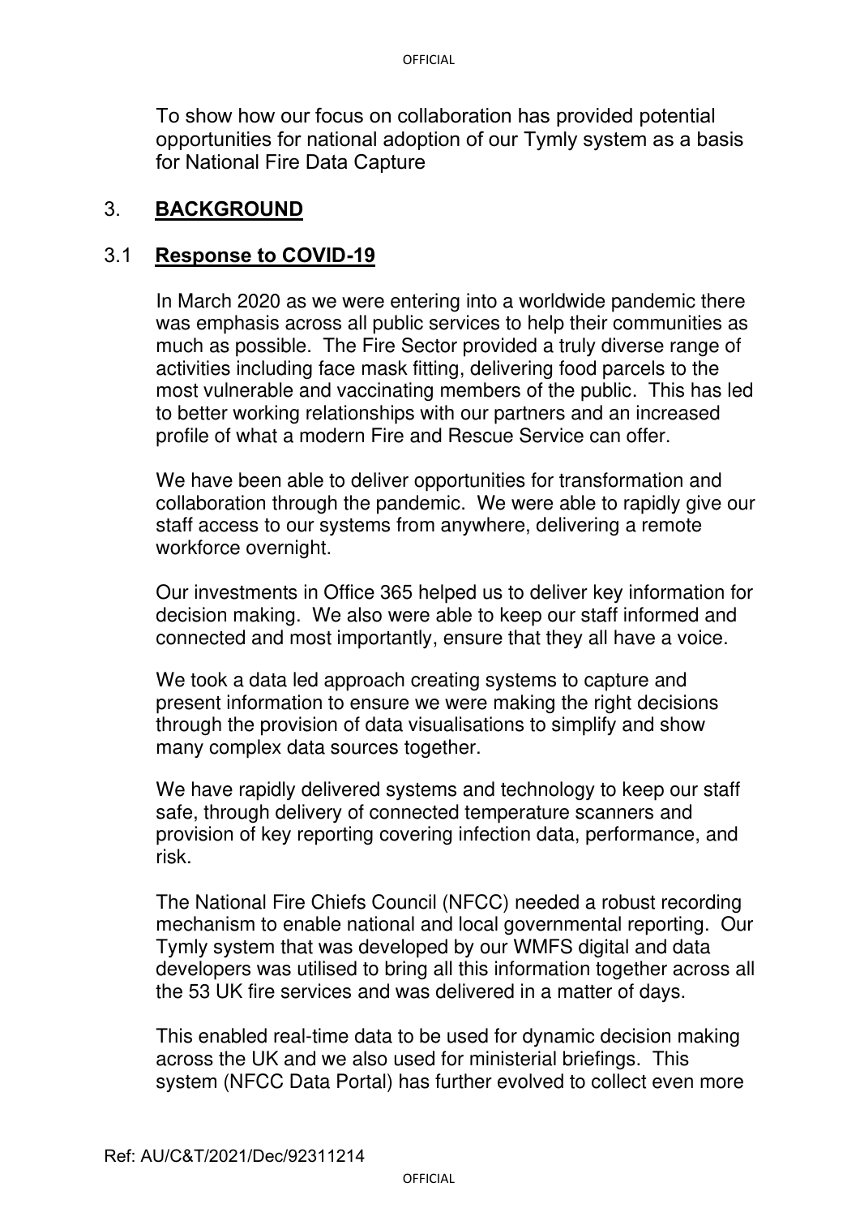To show how our focus on collaboration has provided potential opportunities for national adoption of our Tymly system as a basis for National Fire Data Capture

## 3. **BACKGROUND**

### 3.1 **Response to COVID-19**

In March 2020 as we were entering into a worldwide pandemic there was emphasis across all public services to help their communities as much as possible. The Fire Sector provided a truly diverse range of activities including face mask fitting, delivering food parcels to the most vulnerable and vaccinating members of the public. This has led to better working relationships with our partners and an increased profile of what a modern Fire and Rescue Service can offer.

We have been able to deliver opportunities for transformation and collaboration through the pandemic. We were able to rapidly give our staff access to our systems from anywhere, delivering a remote workforce overnight.

Our investments in Office 365 helped us to deliver key information for decision making. We also were able to keep our staff informed and connected and most importantly, ensure that they all have a voice.

We took a data led approach creating systems to capture and present information to ensure we were making the right decisions through the provision of data visualisations to simplify and show many complex data sources together.

We have rapidly delivered systems and technology to keep our staff safe, through delivery of connected temperature scanners and provision of key reporting covering infection data, performance, and risk.

The National Fire Chiefs Council (NFCC) needed a robust recording mechanism to enable national and local governmental reporting. Our Tymly system that was developed by our WMFS digital and data developers was utilised to bring all this information together across all the 53 UK fire services and was delivered in a matter of days.

This enabled real-time data to be used for dynamic decision making across the UK and we also used for ministerial briefings. This system (NFCC Data Portal) has further evolved to collect even more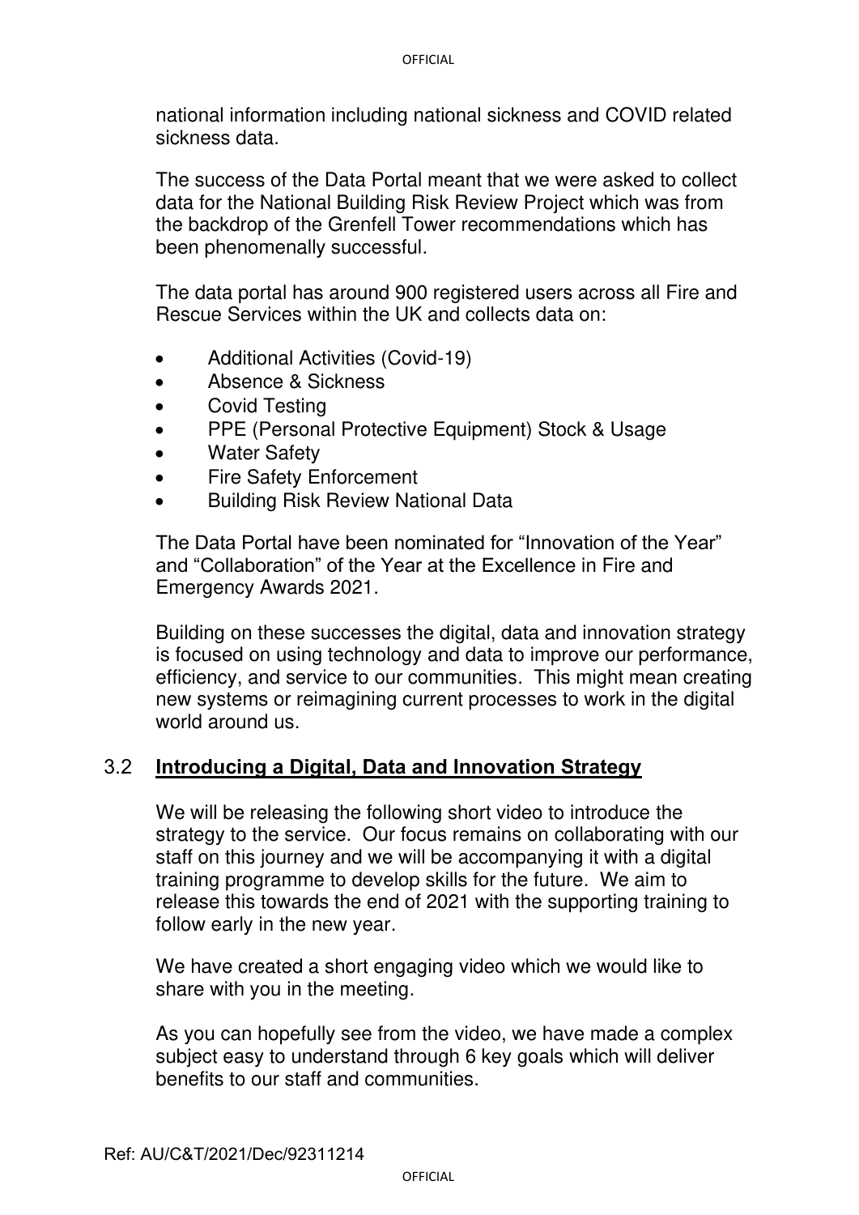national information including national sickness and COVID related sickness data.

The success of the Data Portal meant that we were asked to collect data for the National Building Risk Review Project which was from the backdrop of the Grenfell Tower recommendations which has been phenomenally successful.

The data portal has around 900 registered users across all Fire and Rescue Services within the UK and collects data on:

- Additional Activities (Covid-19)
- Absence & Sickness
- Covid Testing
- PPE (Personal Protective Equipment) Stock & Usage
- Water Safety
- Fire Safety Enforcement
- Building Risk Review National Data

The Data Portal have been nominated for "Innovation of the Year" and "Collaboration" of the Year at the Excellence in Fire and Emergency Awards 2021.

Building on these successes the digital, data and innovation strategy is focused on using technology and data to improve our performance, efficiency, and service to our communities. This might mean creating new systems or reimagining current processes to work in the digital world around us.

## 3.2 **Introducing a Digital, Data and Innovation Strategy**

We will be releasing the following short video to introduce the strategy to the service. Our focus remains on collaborating with our staff on this journey and we will be accompanying it with a digital training programme to develop skills for the future. We aim to release this towards the end of 2021 with the supporting training to follow early in the new year.

We have created a short engaging video which we would like to share with you in the meeting.

As you can hopefully see from the video, we have made a complex subject easy to understand through 6 key goals which will deliver benefits to our staff and communities.

Ref: AU/C&T/2021/Dec/92311214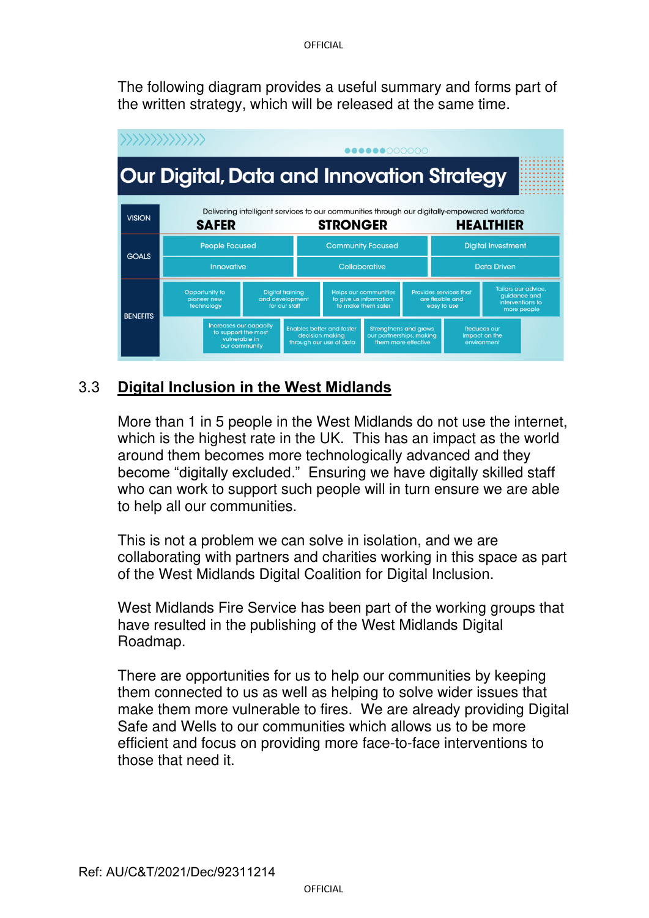The following diagram provides a useful summary and forms part of the written strategy, which will be released at the same time.

**Our Digital, Data and Innovation Strategy**

| | | | |
|---|---|---|---|
| VISION | Delivering intelligent services to our communities through our digitally-empowered workforce | | |
| | SAFER | STRONGER | HEALTHIER |
| GOALS | People Focused | Community Focused | Digital Investment |
| | Innovative | Collaborative | Data Driven |

BENEFITS

- Opportunity to pioneer new technology
- Digital training and development for our staff
- Helps our communities to give us information to make them safer
- Provides services that are flexible and easy to use
- Tailors our advice, guidance and interventions to more people
- Increases our capacity to support the most vulnerable in our community
- Enables better and faster decision making through our use of data
- Strengthens and grows our partnerships, making them more effective
- Reduces our impact on the environment

## 3.3 Digital Inclusion in the West Midlands

More than 1 in 5 people in the West Midlands do not use the internet, which is the highest rate in the UK. This has an impact as the world around them becomes more technologically advanced and they become "digitally excluded." Ensuring we have digitally skilled staff who can work to support such people will in turn ensure we are able to help all our communities.

This is not a problem we can solve in isolation, and we are collaborating with partners and charities working in this space as part of the West Midlands Digital Coalition for Digital Inclusion.

West Midlands Fire Service has been part of the working groups that have resulted in the publishing of the West Midlands Digital Roadmap.

There are opportunities for us to help our communities by keeping them connected to us as well as helping to solve wider issues that make them more vulnerable to fires. We are already providing Digital Safe and Wells to our communities which allows us to be more efficient and focus on providing more face-to-face interventions to those that need it.

Ref: AU/C&T/2021/Dec/92311214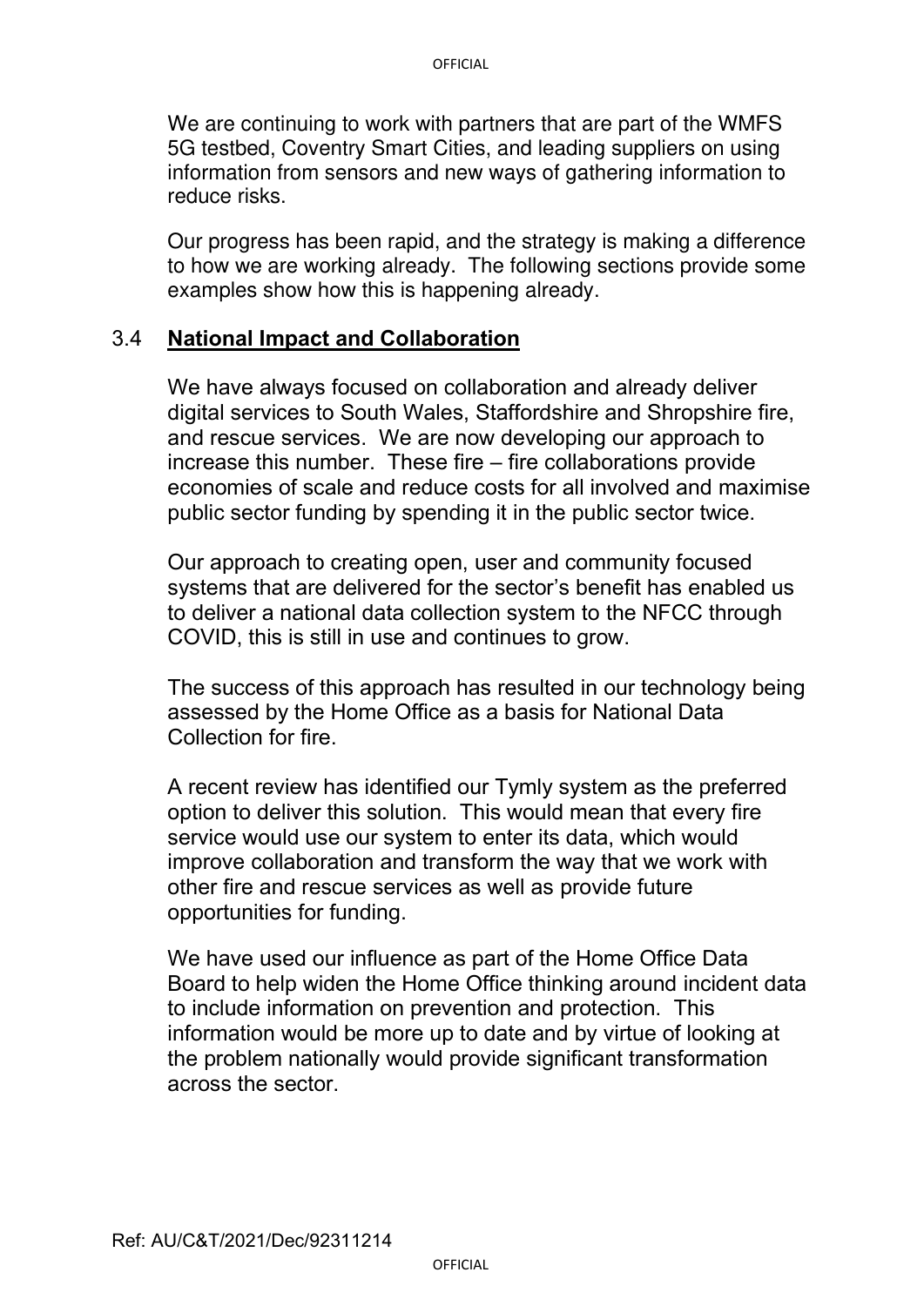We are continuing to work with partners that are part of the WMFS 5G testbed, Coventry Smart Cities, and leading suppliers on using information from sensors and new ways of gathering information to reduce risks.

Our progress has been rapid, and the strategy is making a difference to how we are working already. The following sections provide some examples show how this is happening already.

## 3.4 National Impact and Collaboration

We have always focused on collaboration and already deliver digital services to South Wales, Staffordshire and Shropshire fire, and rescue services. We are now developing our approach to increase this number. These fire – fire collaborations provide economies of scale and reduce costs for all involved and maximise public sector funding by spending it in the public sector twice.

Our approach to creating open, user and community focused systems that are delivered for the sector's benefit has enabled us to deliver a national data collection system to the NFCC through COVID, this is still in use and continues to grow.

The success of this approach has resulted in our technology being assessed by the Home Office as a basis for National Data Collection for fire.

A recent review has identified our Tymly system as the preferred option to deliver this solution. This would mean that every fire service would use our system to enter its data, which would improve collaboration and transform the way that we work with other fire and rescue services as well as provide future opportunities for funding.

We have used our influence as part of the Home Office Data Board to help widen the Home Office thinking around incident data to include information on prevention and protection. This information would be more up to date and by virtue of looking at the problem nationally would provide significant transformation across the sector.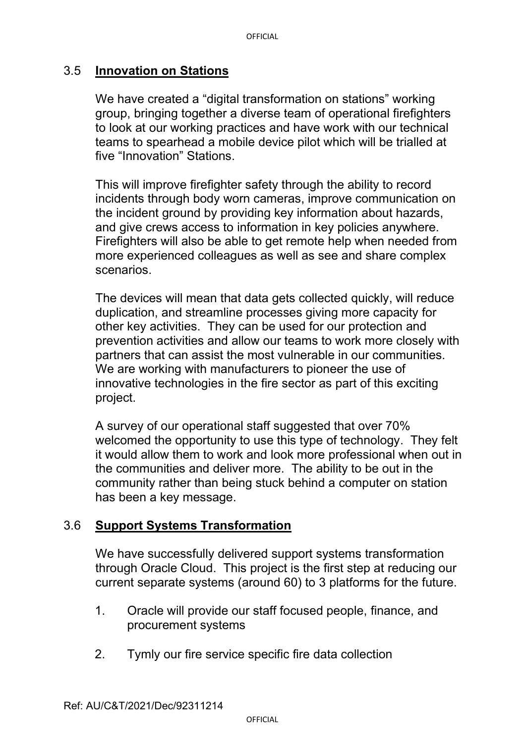## 3.5 **Innovation on Stations**

We have created a "digital transformation on stations" working group, bringing together a diverse team of operational firefighters to look at our working practices and have work with our technical teams to spearhead a mobile device pilot which will be trialled at five "Innovation" Stations.

This will improve firefighter safety through the ability to record incidents through body worn cameras, improve communication on the incident ground by providing key information about hazards, and give crews access to information in key policies anywhere. Firefighters will also be able to get remote help when needed from more experienced colleagues as well as see and share complex scenarios.

The devices will mean that data gets collected quickly, will reduce duplication, and streamline processes giving more capacity for other key activities. They can be used for our protection and prevention activities and allow our teams to work more closely with partners that can assist the most vulnerable in our communities. We are working with manufacturers to pioneer the use of innovative technologies in the fire sector as part of this exciting project.

A survey of our operational staff suggested that over 70% welcomed the opportunity to use this type of technology. They felt it would allow them to work and look more professional when out in the communities and deliver more. The ability to be out in the community rather than being stuck behind a computer on station has been a key message.

## 3.6 **Support Systems Transformation**

We have successfully delivered support systems transformation through Oracle Cloud. This project is the first step at reducing our current separate systems (around 60) to 3 platforms for the future.

1. Oracle will provide our staff focused people, finance, and procurement systems

2. Tymly our fire service specific fire data collection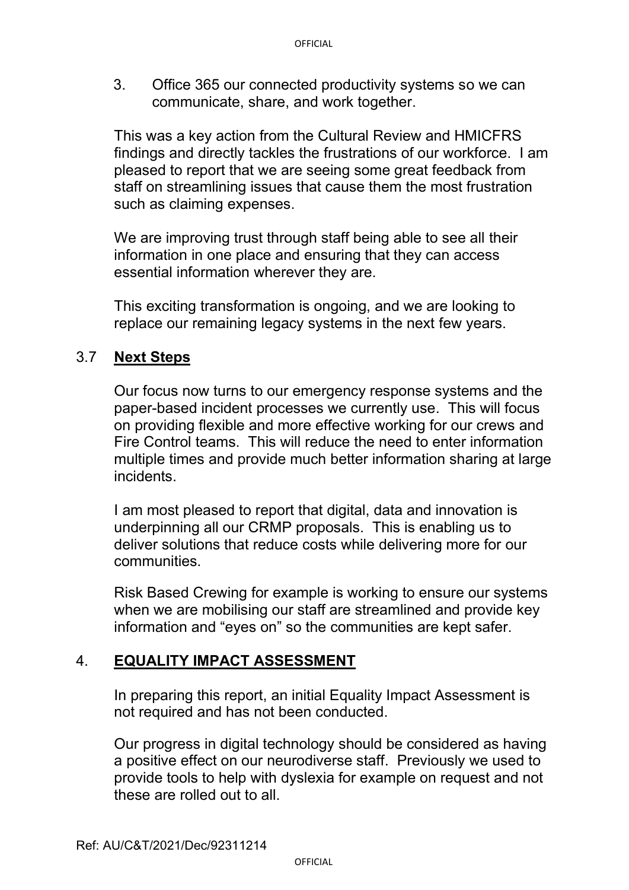3. Office 365 our connected productivity systems so we can communicate, share, and work together.

This was a key action from the Cultural Review and HMICFRS findings and directly tackles the frustrations of our workforce. I am pleased to report that we are seeing some great feedback from staff on streamlining issues that cause them the most frustration such as claiming expenses.

We are improving trust through staff being able to see all their information in one place and ensuring that they can access essential information wherever they are.

This exciting transformation is ongoing, and we are looking to replace our remaining legacy systems in the next few years.

## 3.7 Next Steps

Our focus now turns to our emergency response systems and the paper-based incident processes we currently use. This will focus on providing flexible and more effective working for our crews and Fire Control teams. This will reduce the need to enter information multiple times and provide much better information sharing at large incidents.

I am most pleased to report that digital, data and innovation is underpinning all our CRMP proposals. This is enabling us to deliver solutions that reduce costs while delivering more for our communities.

Risk Based Crewing for example is working to ensure our systems when we are mobilising our staff are streamlined and provide key information and "eyes on" so the communities are kept safer.

## 4. EQUALITY IMPACT ASSESSMENT

In preparing this report, an initial Equality Impact Assessment is not required and has not been conducted.

Our progress in digital technology should be considered as having a positive effect on our neurodiverse staff. Previously we used to provide tools to help with dyslexia for example on request and not these are rolled out to all.

Ref: AU/C&T/2021/Dec/92311214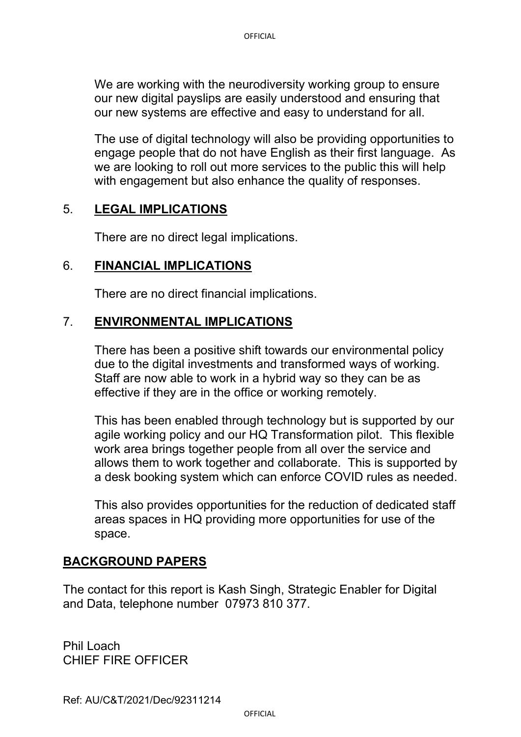We are working with the neurodiversity working group to ensure our new digital payslips are easily understood and ensuring that our new systems are effective and easy to understand for all.

The use of digital technology will also be providing opportunities to engage people that do not have English as their first language. As we are looking to roll out more services to the public this will help with engagement but also enhance the quality of responses.

## 5. **LEGAL IMPLICATIONS**

There are no direct legal implications.

## 6. **FINANCIAL IMPLICATIONS**

There are no direct financial implications.

## 7. **ENVIRONMENTAL IMPLICATIONS**

There has been a positive shift towards our environmental policy due to the digital investments and transformed ways of working. Staff are now able to work in a hybrid way so they can be as effective if they are in the office or working remotely.

This has been enabled through technology but is supported by our agile working policy and our HQ Transformation pilot. This flexible work area brings together people from all over the service and allows them to work together and collaborate. This is supported by a desk booking system which can enforce COVID rules as needed.

This also provides opportunities for the reduction of dedicated staff areas spaces in HQ providing more opportunities for use of the space.

## **BACKGROUND PAPERS**

The contact for this report is Kash Singh, Strategic Enabler for Digital and Data, telephone number 07973 810 377.

Phil Loach
CHIEF FIRE OFFICER

Ref: AU/C&T/2021/Dec/92311214